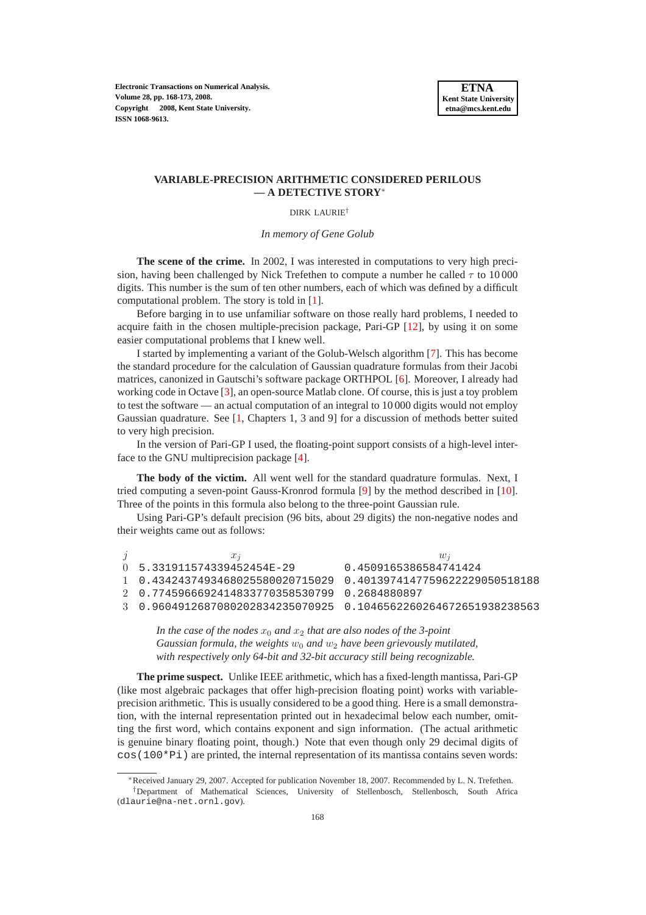# VARIABLE-PRECISION ARITHMETIC CONSIDERED PERILOUS — A DETECTIVE STORY*

DIRK LAURIE†

*In memory of Gene Golub*

**The scene of the crime.** In 2002, I was interested in computations to very high precision, having been challenged by Nick Trefethen to compute a number he called $\tau$ to 10 000 digits. This number is the sum of ten other numbers, each of which was defined by a difficult computational problem. The story is told in [1].

Before barging in to use unfamiliar software on those really hard problems, I needed to acquire faith in the chosen multiple-precision package, Pari-GP [12], by using it on some easier computational problems that I knew well.

I started by implementing a variant of the Golub-Welsch algorithm [7]. This has become the standard procedure for the calculation of Gaussian quadrature formulas from their Jacobi matrices, canonized in Gautschi's software package ORTHPOL [6]. Moreover, I already had working code in Octave [3], an open-source Matlab clone. Of course, this is just a toy problem to test the software — an actual computation of an integral to 10 000 digits would not employ Gaussian quadrature. See [1, Chapters 1, 3 and 9] for a discussion of methods better suited to very high precision.

In the version of Pari-GP I used, the floating-point support consists of a high-level interface to the GNU multiprecision package [4].

**The body of the victim.** All went well for the standard quadrature formulas. Next, I tried computing a seven-point Gauss-Kronrod formula [9] by the method described in [10]. Three of the points in this formula also belong to the three-point Gaussian rule.

Using Pari-GP's default precision (96 bits, about 29 digits) the non-negative nodes and their weights came out as follows:

| $j$ | $x_j$ | $w_j$ |
|---|---|---|
| 0 | 5.3319115743394524 54E-29 | 0.4509165386584741424 |
| 1 | 0.43424374934680255800207150 29 | 0.40139741477596222290505181 88 |
| 2 | 0.77459666924148337703585307 99 | 0.2684880897 |
| 3 | 0.96049126870802028342350709 25 | 0.10465622602646726519382385 63 |

> *In the case of the nodes $x_0$ and $x_2$ that are also nodes of the 3-point Gaussian formula, the weights $w_0$ and $w_2$ have been grievously mutilated, with respectively only 64-bit and 32-bit accuracy still being recognizable.*

**The prime suspect.** Unlike IEEE arithmetic, which has a fixed-length mantissa, Pari-GP (like most algebraic packages that offer high-precision floating point) works with variable-precision arithmetic. This is usually considered to be a good thing. Here is a small demonstration, with the internal representation printed out in hexadecimal below each number, omitting the first word, which contains exponent and sign information. (The actual arithmetic is genuine binary floating point, though.) Note that even though only 29 decimal digits of `cos(100*Pi)` are printed, the internal representation of its mantissa contains seven words:

---

*Received January 29, 2007. Accepted for publication November 18, 2007. Recommended by L. N. Trefethen.

†Department of Mathematical Sciences, University of Stellenbosch, Stellenbosch, South Africa (dlaurie@na-net.ornl.gov).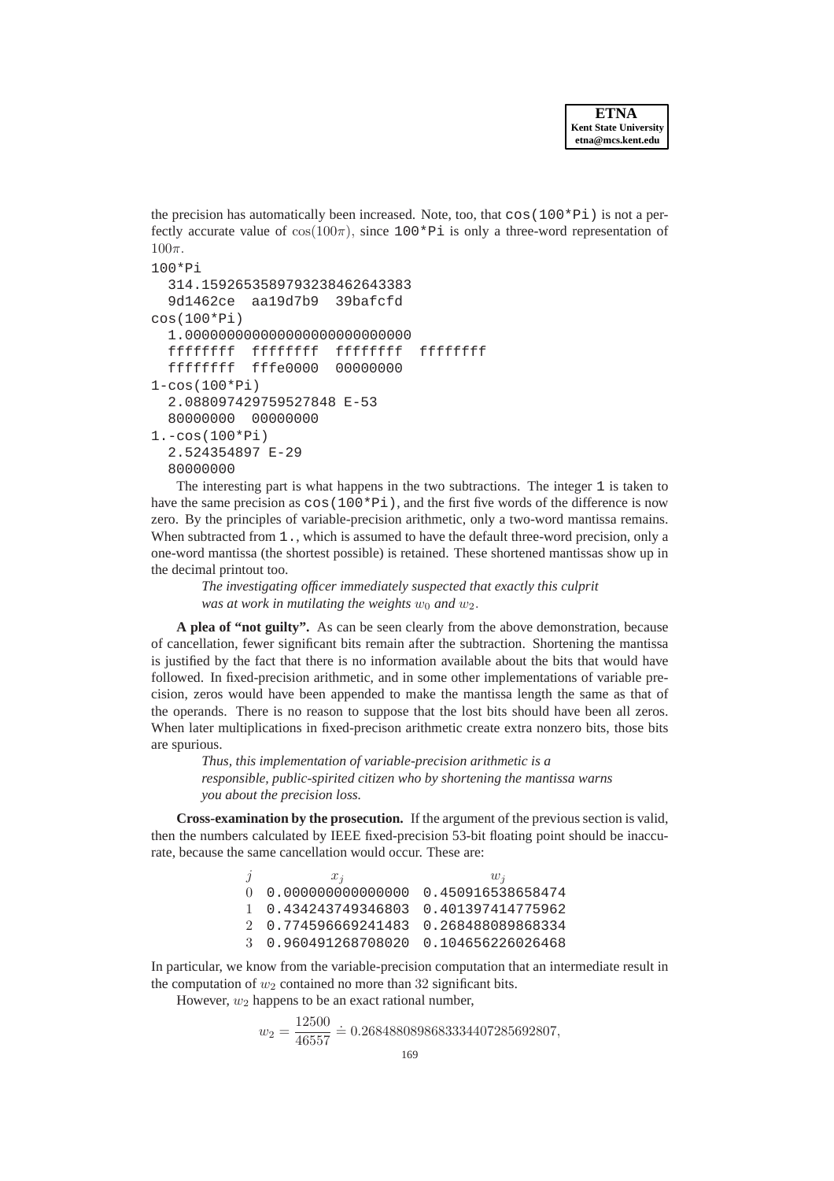the precision has automatically been increased. Note, too, that `cos(100*Pi)` is not a perfectly accurate value of $\cos(100\pi)$, since `100*Pi` is only a three-word representation of $100\pi$.

```
100*Pi
  314.15926535897932384626433 83
  9d1462ce  aa19d7b9  39bafcfd
cos(100*Pi)
  1.0000000000000000000000000000
  ffffffff  ffffffff  ffffffff  ffffffff
  ffffffff  fffe0000  00000000
1-cos(100*Pi)
  2.088097429759527848 E-53
  80000000  00000000
1.-cos(100*Pi)
  2.524354897 E-29
  80000000
```

The interesting part is what happens in the two subtractions. The integer `1` is taken to have the same precision as `cos(100*Pi)`, and the first five words of the difference is now zero. By the principles of variable-precision arithmetic, only a two-word mantissa remains. When subtracted from `1.`, which is assumed to have the default three-word precision, only a one-word mantissa (the shortest possible) is retained. These shortened mantissas show up in the decimal printout too.

> *The investigating officer immediately suspected that exactly this culprit was at work in mutilating the weights $w_0$ and $w_2$.*

**A plea of "not guilty".** As can be seen clearly from the above demonstration, because of cancellation, fewer significant bits remain after the subtraction. Shortening the mantissa is justified by the fact that there is no information available about the bits that would have followed. In fixed-precision arithmetic, and in some other implementations of variable precision, zeros would have been appended to make the mantissa length the same as that of the operands. There is no reason to suppose that the lost bits should have been all zeros. When later multiplications in fixed-precison arithmetic create extra nonzero bits, those bits are spurious.

> *Thus, this implementation of variable-precision arithmetic is a responsible, public-spirited citizen who by shortening the mantissa warns you about the precision loss.*

**Cross-examination by the prosecution.** If the argument of the previous section is valid, then the numbers calculated by IEEE fixed-precision 53-bit floating point should be inaccurate, because the same cancellation would occur. These are:

| $j$ | $x_j$ | $w_j$ |
|---|---|---|
| 0 | 0.000000000000000 | 0.450916538658474 |
| 1 | 0.434243749346803 | 0.401397414775962 |
| 2 | 0.774596669241483 | 0.268488089868334 |
| 3 | 0.960491268708020 | 0.104656226026468 |

In particular, we know from the variable-precision computation that an intermediate result in the computation of $w_2$ contained no more than 32 significant bits.

However, $w_2$ happens to be an exact rational number,

$$w_2 = \frac{12500}{46557} \doteq 0.26848808986833344072856928 07,$$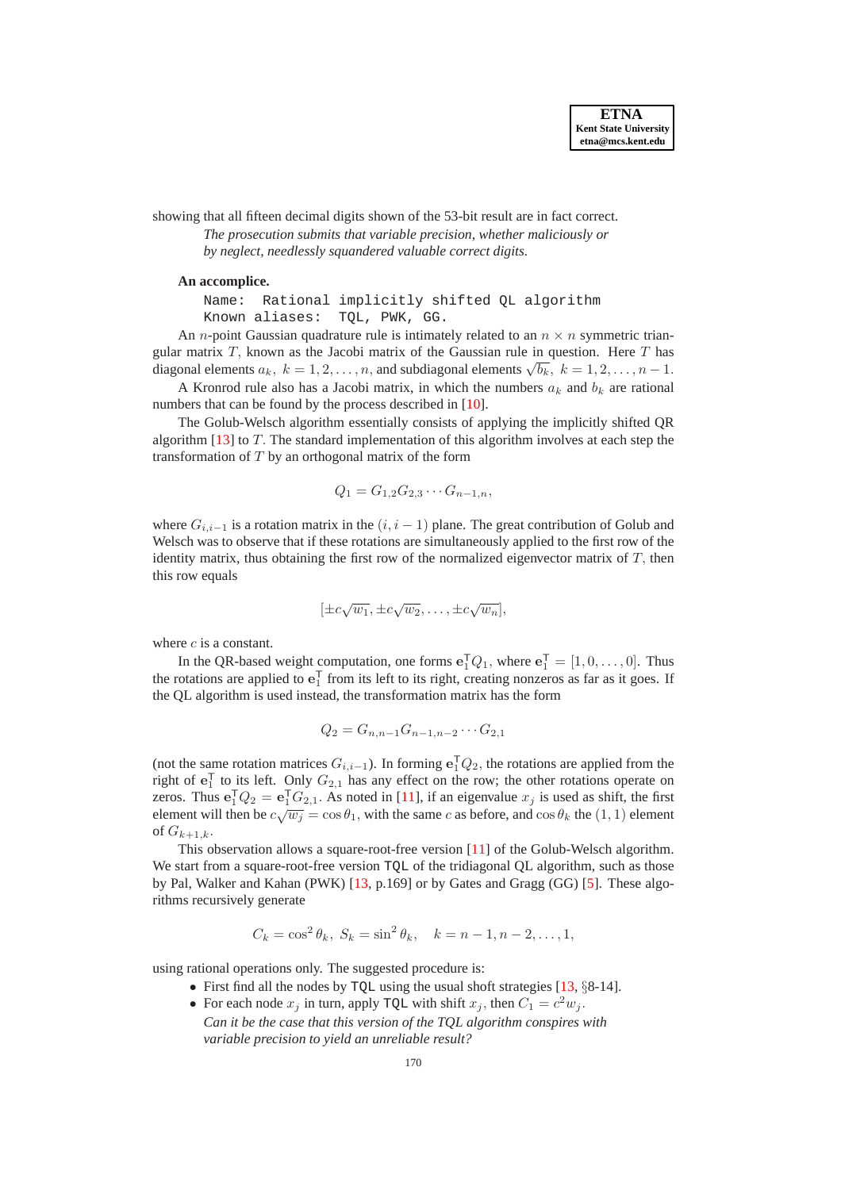showing that all fifteen decimal digits shown of the 53-bit result are in fact correct.

> *The prosecution submits that variable precision, whether maliciously or by neglect, needlessly squandered valuable correct digits.*

**An accomplice.**

```
Name:  Rational implicitly shifted QL algorithm
Known aliases:  TQL, PWK, GG.
```

An $n$-point Gaussian quadrature rule is intimately related to an $n \times n$ symmetric triangular matrix $T$, known as the Jacobi matrix of the Gaussian rule in question. Here $T$ has diagonal elements $a_k,\ k = 1, 2, \ldots, n$, and subdiagonal elements $\sqrt{b_k},\ k = 1, 2, \ldots, n-1$.

A Kronrod rule also has a Jacobi matrix, in which the numbers $a_k$ and $b_k$ are rational numbers that can be found by the process described in [10].

The Golub-Welsch algorithm essentially consists of applying the implicitly shifted QR algorithm [13] to $T$. The standard implementation of this algorithm involves at each step the transformation of $T$ by an orthogonal matrix of the form

$$Q_1 = G_{1,2} G_{2,3} \cdots G_{n-1,n},$$

where $G_{i,i-1}$ is a rotation matrix in the $(i, i-1)$ plane. The great contribution of Golub and Welsch was to observe that if these rotations are simultaneously applied to the first row of the identity matrix, thus obtaining the first row of the normalized eigenvector matrix of $T$, then this row equals

$$[\pm c\sqrt{w_1}, \pm c\sqrt{w_2}, \ldots, \pm c\sqrt{w_n}],$$

where $c$ is a constant.

In the QR-based weight computation, one forms $\mathbf{e}_1^\top Q_1$, where $\mathbf{e}_1^\top = [1, 0, \ldots, 0]$. Thus the rotations are applied to $\mathbf{e}_1^\top$ from its left to its right, creating nonzeros as far as it goes. If the QL algorithm is used instead, the transformation matrix has the form

$$Q_2 = G_{n,n-1} G_{n-1,n-2} \cdots G_{2,1}$$

(not the same rotation matrices $G_{i,i-1}$). In forming $\mathbf{e}_1^\top Q_2$, the rotations are applied from the right of $\mathbf{e}_1^\top$ to its left. Only $G_{2,1}$ has any effect on the row; the other rotations operate on zeros. Thus $\mathbf{e}_1^\top Q_2 = \mathbf{e}_1^\top G_{2,1}$. As noted in [11], if an eigenvalue $x_j$ is used as shift, the first element will then be $c\sqrt{w_j} = \cos\theta_1$, with the same $c$ as before, and $\cos\theta_k$ the $(1,1)$ element of $G_{k+1,k}$.

This observation allows a square-root-free version [11] of the Golub-Welsch algorithm. We start from a square-root-free version `TQL` of the tridiagonal QL algorithm, such as those by Pal, Walker and Kahan (PWK) [13, p.169] or by Gates and Gragg (GG) [5]. These algorithms recursively generate

$$C_k = \cos^2\theta_k,\ S_k = \sin^2\theta_k, \quad k = n-1, n-2, \ldots, 1,$$

using rational operations only. The suggested procedure is:

- First find all the nodes by `TQL` using the usual shoft strategies [13, §8-14].
- For each node $x_j$ in turn, apply `TQL` with shift $x_j$, then $C_1 = c^2 w_j$.

> *Can it be the case that this version of the TQL algorithm conspires with variable precision to yield an unreliable result?*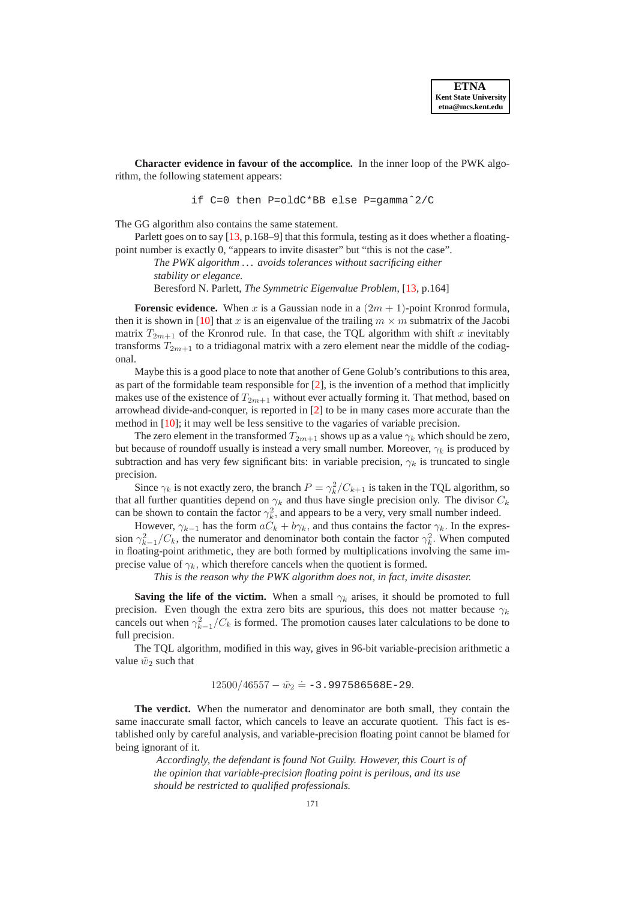**Character evidence in favour of the accomplice.** In the inner loop of the PWK algorithm, the following statement appears:

```
if C=0 then P=oldC*BB else P=gamma^2/C
```

The GG algorithm also contains the same statement.

Parlett goes on to say [13, p.168–9] that this formula, testing as it does whether a floating-point number is exactly 0, "appears to invite disaster" but "this is not the case".

> *The PWK algorithm ... avoids tolerances without sacrificing either stability or elegance.*
> Beresford N. Parlett, *The Symmetric Eigenvalue Problem*, [13, p.164]

**Forensic evidence.** When $x$ is a Gaussian node in a $(2m+1)$-point Kronrod formula, then it is shown in [10] that $x$ is an eigenvalue of the trailing $m \times m$ submatrix of the Jacobi matrix $T_{2m+1}$ of the Kronrod rule. In that case, the TQL algorithm with shift $x$ inevitably transforms $T_{2m+1}$ to a tridiagonal matrix with a zero element near the middle of the codiagonal.

Maybe this is a good place to note that another of Gene Golub's contributions to this area, as part of the formidable team responsible for [2], is the invention of a method that implicitly makes use of the existence of $T_{2m+1}$ without ever actually forming it. That method, based on arrowhead divide-and-conquer, is reported in [2] to be in many cases more accurate than the method in [10]; it may well be less sensitive to the vagaries of variable precision.

The zero element in the transformed $T_{2m+1}$ shows up as a value $\gamma_k$ which should be zero, but because of roundoff usually is instead a very small number. Moreover, $\gamma_k$ is produced by subtraction and has very few significant bits: in variable precision, $\gamma_k$ is truncated to single precision.

Since $\gamma_k$ is not exactly zero, the branch $P = \gamma_k^2/C_{k+1}$ is taken in the TQL algorithm, so that all further quantities depend on $\gamma_k$ and thus have single precision only. The divisor $C_k$ can be shown to contain the factor $\gamma_k^2$, and appears to be a very, very small number indeed.

However, $\gamma_{k-1}$ has the form $aC_k + b\gamma_k$, and thus contains the factor $\gamma_k$. In the expression $\gamma_{k-1}^2/C_k$, the numerator and denominator both contain the factor $\gamma_k^2$. When computed in floating-point arithmetic, they are both formed by multiplications involving the same imprecise value of $\gamma_k$, which therefore cancels when the quotient is formed.

*This is the reason why the PWK algorithm does not, in fact, invite disaster.*

**Saving the life of the victim.** When a small $\gamma_k$ arises, it should be promoted to full precision. Even though the extra zero bits are spurious, this does not matter because $\gamma_k$ cancels out when $\gamma_{k-1}^2/C_k$ is formed. The promotion causes later calculations to be done to full precision.

The TQL algorithm, modified in this way, gives in 96-bit variable-precision arithmetic a value $\tilde{w}_2$ such that

$$12500/46557 - \tilde{w}_2 \doteq \texttt{-3.997586568E-29}.$$

**The verdict.** When the numerator and denominator are both small, they contain the same inaccurate small factor, which cancels to leave an accurate quotient. This fact is established only by careful analysis, and variable-precision floating point cannot be blamed for being ignorant of it.

> *Accordingly, the defendant is found Not Guilty. However, this Court is of the opinion that variable-precision floating point is perilous, and its use should be restricted to qualified professionals.*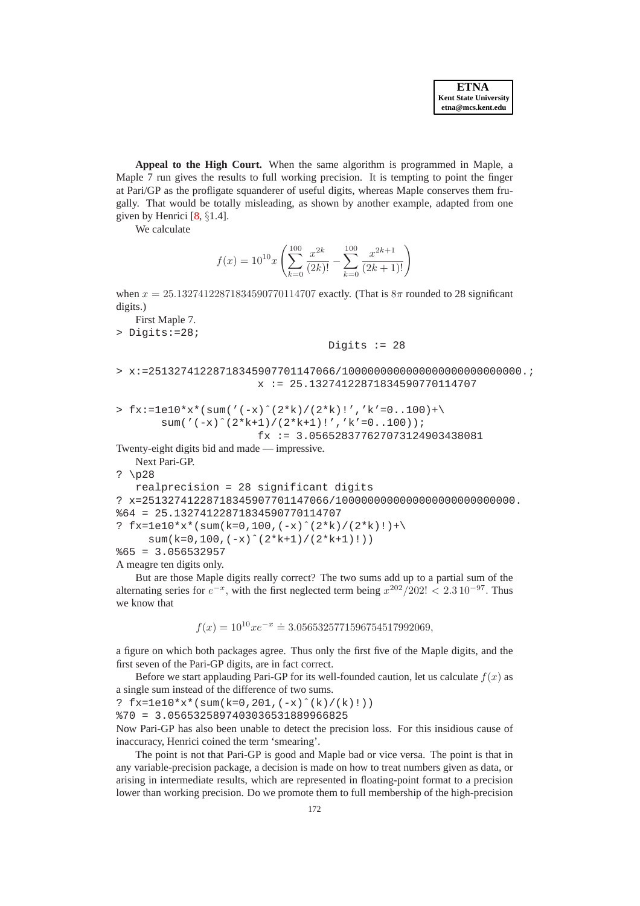**Appeal to the High Court.** When the same algorithm is programmed in Maple, a Maple 7 run gives the results to full working precision. It is tempting to point the finger at Pari/GP as the profligate squanderer of useful digits, whereas Maple conserves them frugally. That would be totally misleading, as shown by another example, adapted from one given by Henrici [8, §1.4].

We calculate

$$f(x) = 10^{10} x \left( \sum_{k=0}^{100} \frac{x^{2k}}{(2k)!} - \sum_{k=0}^{100} \frac{x^{2k+1}}{(2k+1)!} \right)$$

when $x = 25.13274122871834590770114707$ exactly. (That is $8\pi$ rounded to 28 significant digits.)

First Maple 7.

```
> Digits:=28;
                              Digits := 28

> x:=2513274122871834590770114707066/100000000000000000000000000000.;
                     x := 25.13274122871834590770114707

> fx:=1e10*x*(sum('(-x)^(2*k)/(2*k)!','k'=0..100)+\
       sum('(-x)^(2*k+1)/(2*k+1)!','k'=0..100));
                     fx := 3.056528377627073124903438081
```

Twenty-eight digits bid and made — impressive.

Next Pari-GP.

```
? \p28
   realprecision = 28 significant digits
? x=2513274122871834590770114707066/100000000000000000000000000000.
%64 = 25.13274122871834590770114707
? fx=1e10*x*(sum(k=0,100,(-x)^(2*k)/(2*k)!)+\
     sum(k=0,100,(-x)^(2*k+1)/(2*k+1)!))
%65 = 3.056532957
```

A meagre ten digits only.

But are those Maple digits really correct? The two sums add up to a partial sum of the alternating series for $e^{-x}$, with the first neglected term being $x^{202}/202! < 2.3\,10^{-97}$. Thus we know that

$$f(x) = 10^{10} x e^{-x} \doteq 3.056532577159675451799206\,9,$$

a figure on which both packages agree. Thus only the first five of the Maple digits, and the first seven of the Pari-GP digits, are in fact correct.

Before we start applauding Pari-GP for its well-founded caution, let us calculate $f(x)$ as a single sum instead of the difference of two sums.

```
? fx=1e10*x*(sum(k=0,201,(-x)^(k)/(k)!))
%70 = 3.056532589740303653188996682 5
```

Now Pari-GP has also been unable to detect the precision loss. For this insidious cause of inaccuracy, Henrici coined the term 'smearing'.

The point is not that Pari-GP is good and Maple bad or vice versa. The point is that in any variable-precision package, a decision is made on how to treat numbers given as data, or arising in intermediate results, which are represented in floating-point format to a precision lower than working precision. Do we promote them to full membership of the high-precision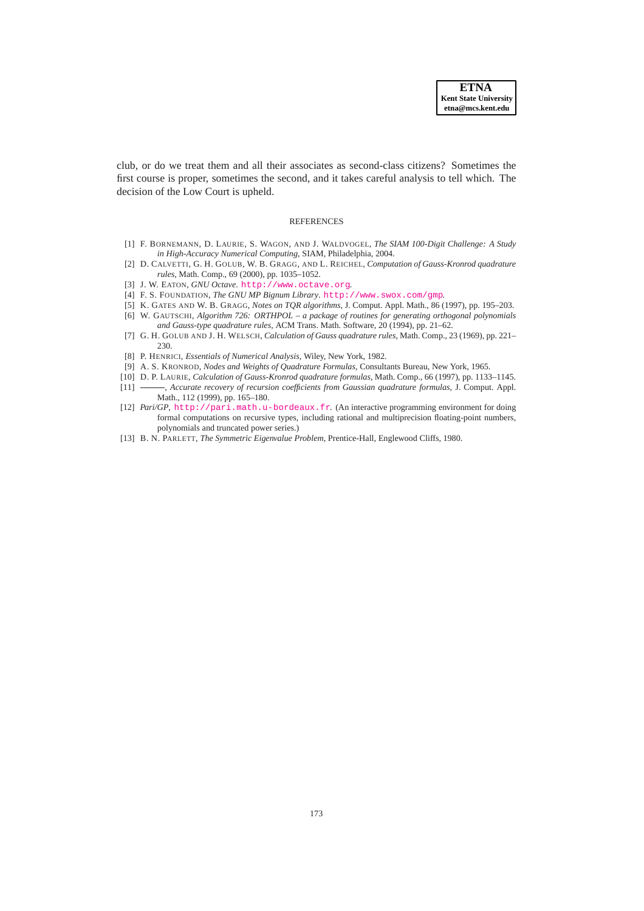club, or do we treat them and all their associates as second-class citizens? Sometimes the first course is proper, sometimes the second, and it takes careful analysis to tell which. The decision of the Low Court is upheld.

## REFERENCES

[1] F. Bornemann, D. Laurie, S. Wagon, and J. Waldvogel, *The SIAM 100-Digit Challenge: A Study in High-Accuracy Numerical Computing*, SIAM, Philadelphia, 2004.

[2] D. Calvetti, G. H. Golub, W. B. Gragg, and L. Reichel, *Computation of Gauss-Kronrod quadrature rules*, Math. Comp., 69 (2000), pp. 1035–1052.

[3] J. W. Eaton, *GNU Octave*. http://www.octave.org.

[4] F. S. Foundation, *The GNU MP Bignum Library*. http://www.swox.com/gmp.

[5] K. Gates and W. B. Gragg, *Notes on TQR algorithms*, J. Comput. Appl. Math., 86 (1997), pp. 195–203.

[6] W. Gautschi, *Algorithm 726: ORTHPOL – a package of routines for generating orthogonal polynomials and Gauss-type quadrature rules*, ACM Trans. Math. Software, 20 (1994), pp. 21–62.

[7] G. H. Golub and J. H. Welsch, *Calculation of Gauss quadrature rules*, Math. Comp., 23 (1969), pp. 221–230.

[8] P. Henrici, *Essentials of Numerical Analysis*, Wiley, New York, 1982.

[9] A. S. Kronrod, *Nodes and Weights of Quadrature Formulas*, Consultants Bureau, New York, 1965.

[10] D. P. Laurie, *Calculation of Gauss-Kronrod quadrature formulas*, Math. Comp., 66 (1997), pp. 1133–1145.

[11] ———, *Accurate recovery of recursion coefficients from Gaussian quadrature formulas*, J. Comput. Appl. Math., 112 (1999), pp. 165–180.

[12] *Pari/GP*, http://pari.math.u-bordeaux.fr. (An interactive programming environment for doing formal computations on recursive types, including rational and multiprecision floating-point numbers, polynomials and truncated power series.)

[13] B. N. Parlett, *The Symmetric Eigenvalue Problem*, Prentice-Hall, Englewood Cliffs, 1980.